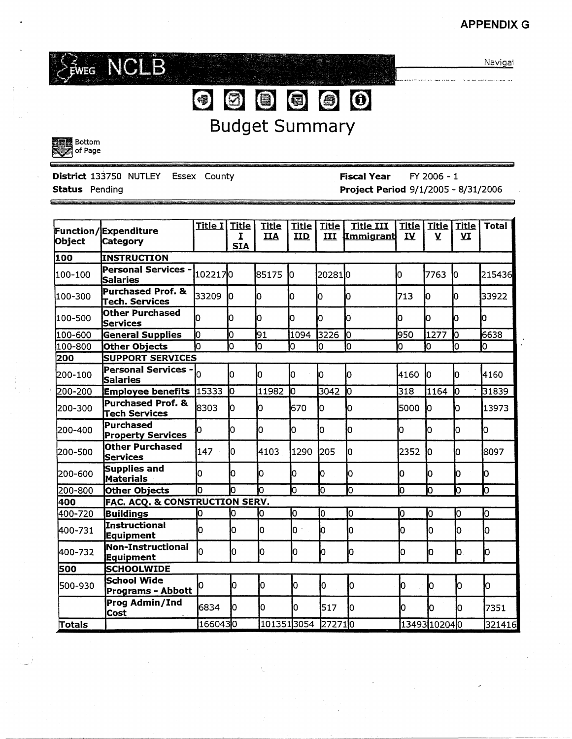**APPENDIX G**

NJEWEG NCLB

Navigat

# Budget Summary

Bottom of Page

**District** 133750 NUTLEY Essex County  **Fiscal Year** FY 2006 - 1

**Status** Pending  **Project Period** 9/1/2005 - 8/31/2006

| Function/ Object | Expenditure Category | Title I | Title I SIA | Title IIA | Title IID | Title III | Title III Immigrant | Title IV | Title V | Title VI | Total |
|---|---|---|---|---|---|---|---|---|---|---|---|
| **100** | **INSTRUCTION** | | | | | | | | | | |
| 100-100 | **Personal Services - Salaries** | 102217 | 0 | 85175 | 0 | 20281 | 0 | 0 | 7763 | 0 | 215436 |
| 100-300 | **Purchased Prof. & Tech. Services** | 33209 | 0 | 0 | 0 | 0 | 0 | 713 | 0 | 0 | 33922 |
| 100-500 | **Other Purchased Services** | 0 | 0 | 0 | 0 | 0 | 0 | 0 | 0 | 0 | 0 |
| 100-600 | **General Supplies** | 0 | 0 | 91 | 1094 | 3226 | 0 | 950 | 1277 | 0 | 6638 |
| 100-800 | **Other Objects** | 0 | 0 | 0 | 0 | 0 | 0 | 0 | 0 | 0 | 0 |
| **200** | **SUPPORT SERVICES** | | | | | | | | | | |
| 200-100 | **Personal Services - Salaries** | 0 | 0 | 0 | 0 | 0 | 0 | 4160 | 0 | 0 | 4160 |
| 200-200 | **Employee benefits** | 15333 | 0 | 11982 | 0 | 3042 | 0 | 318 | 1164 | 0 | 31839 |
| 200-300 | **Purchased Prof. & Tech Services** | 8303 | 0 | 0 | 670 | 0 | 0 | 5000 | 0 | 0 | 13973 |
| 200-400 | **Purchased Property Services** | 0 | 0 | 0 | 0 | 0 | 0 | 0 | 0 | 0 | 0 |
| 200-500 | **Other Purchased Services** | 147 | 0 | 4103 | 1290 | 205 | 0 | 2352 | 0 | 0 | 8097 |
| 200-600 | **Supplies and Materials** | 0 | 0 | 0 | 0 | 0 | 0 | 0 | 0 | 0 | 0 |
| 200-800 | **Other Objects** | 0 | 0 | 0 | 0 | 0 | 0 | 0 | 0 | 0 | 0 |
| **400** | **FAC. ACQ. & CONSTRUCTION SERV.** | | | | | | | | | | |
| 400-720 | **Buildings** | 0 | 0 | 0 | 0 | 0 | 0 | 0 | 0 | 0 | 0 |
| 400-731 | **Instructional Equipment** | 0 | 0 | 0 | 0 | 0 | 0 | 0 | 0 | 0 | 0 |
| 400-732 | **Non-Instructional Equipment** | 0 | 0 | 0 | 0 | 0 | 0 | 0 | 0 | 0 | 0 |
| **500** | **SCHOOLWIDE** | | | | | | | | | | |
| 500-930 | **School Wide Programs - Abbott** | 0 | 0 | 0 | 0 | 0 | 0 | 0 | 0 | 0 | 0 |
| | **Prog Admin/Ind Cost** | 6834 | 0 | 0 | 0 | 517 | 0 | 0 | 0 | 0 | 7351 |
| **Totals** | | 166043 | 0 | 101351 | 3054 | 27271 | 0 | 13493 | 10204 | 0 | 321416 |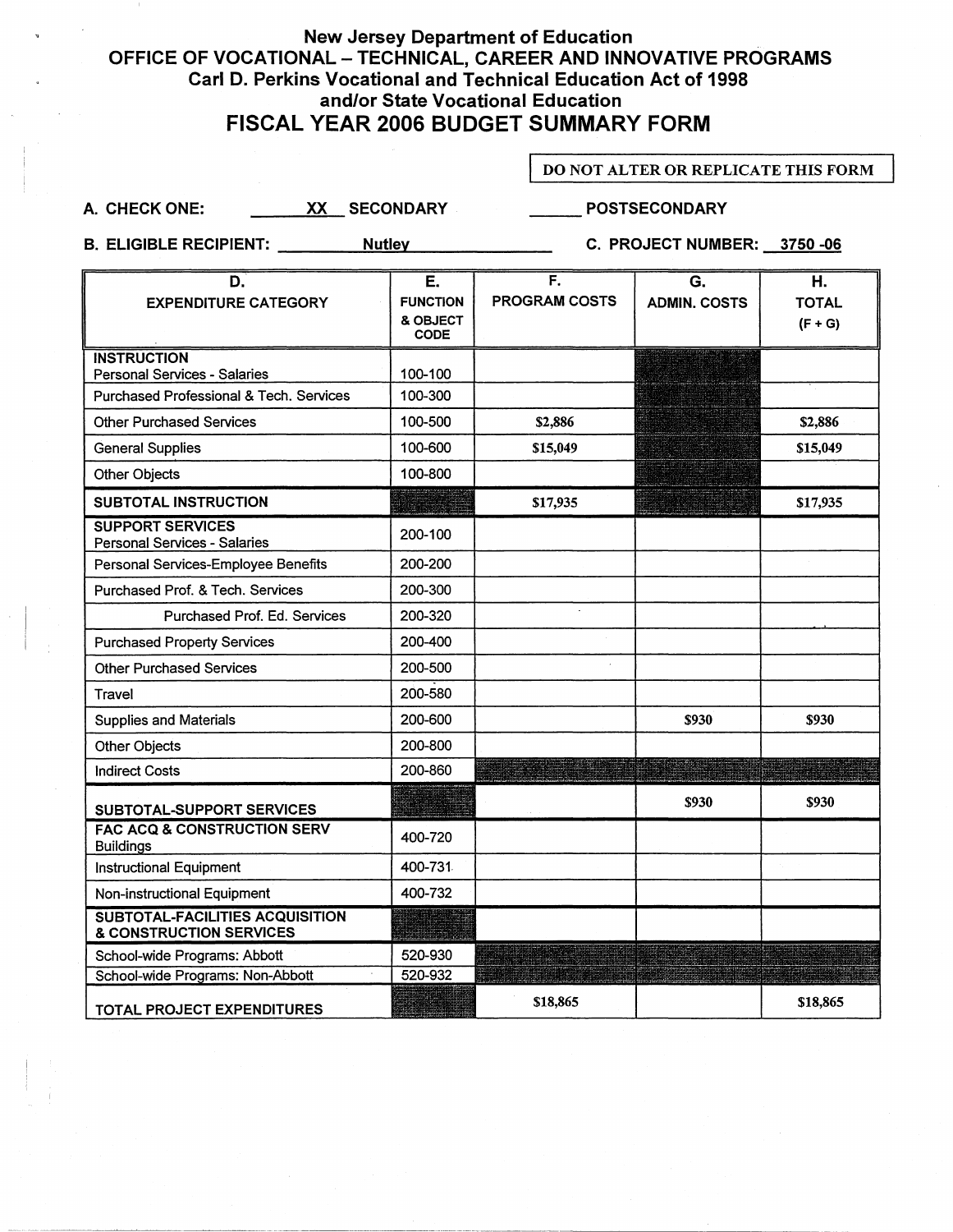# New Jersey Department of Education
## OFFICE OF VOCATIONAL – TECHNICAL, CAREER AND INNOVATIVE PROGRAMS
### Carl D. Perkins Vocational and Technical Education Act of 1998 and/or State Vocational Education
## FISCAL YEAR 2006 BUDGET SUMMARY FORM

DO NOT ALTER OR REPLICATE THIS FORM

**A. CHECK ONE:** XX SECONDARY ______ POSTSECONDARY

**B. ELIGIBLE RECIPIENT:** Nutley **C. PROJECT NUMBER:** 3750 -06

| D. EXPENDITURE CATEGORY | E. FUNCTION & OBJECT CODE | F. PROGRAM COSTS | G. ADMIN. COSTS | H. TOTAL (F + G) |
|---|---|---|---|---|
| **INSTRUCTION** Personal Services - Salaries | 100-100 | | | |
| Purchased Professional & Tech. Services | 100-300 | | | |
| Other Purchased Services | 100-500 | $2,886 | | $2,886 |
| General Supplies | 100-600 | $15,049 | | $15,049 |
| Other Objects | 100-800 | | | |
| **SUBTOTAL INSTRUCTION** | | $17,935 | | $17,935 |
| **SUPPORT SERVICES** Personal Services - Salaries | 200-100 | | | |
| Personal Services-Employee Benefits | 200-200 | | | |
| Purchased Prof. & Tech. Services | 200-300 | | | |
| Purchased Prof. Ed. Services | 200-320 | | | |
| Purchased Property Services | 200-400 | | | |
| Other Purchased Services | 200-500 | | | |
| Travel | 200-580 | | | |
| Supplies and Materials | 200-600 | | $930 | $930 |
| Other Objects | 200-800 | | | |
| Indirect Costs | 200-860 | | | |
| **SUBTOTAL-SUPPORT SERVICES** | | | $930 | $930 |
| **FAC ACQ & CONSTRUCTION SERV** Buildings | 400-720 | | | |
| Instructional Equipment | 400-731 | | | |
| Non-instructional Equipment | 400-732 | | | |
| **SUBTOTAL-FACILITIES ACQUISITION & CONSTRUCTION SERVICES** | | | | |
| School-wide Programs: Abbott | 520-930 | | | |
| School-wide Programs: Non-Abbott | 520-932 | | | |
| **TOTAL PROJECT EXPENDITURES** | | $18,865 | | $18,865 |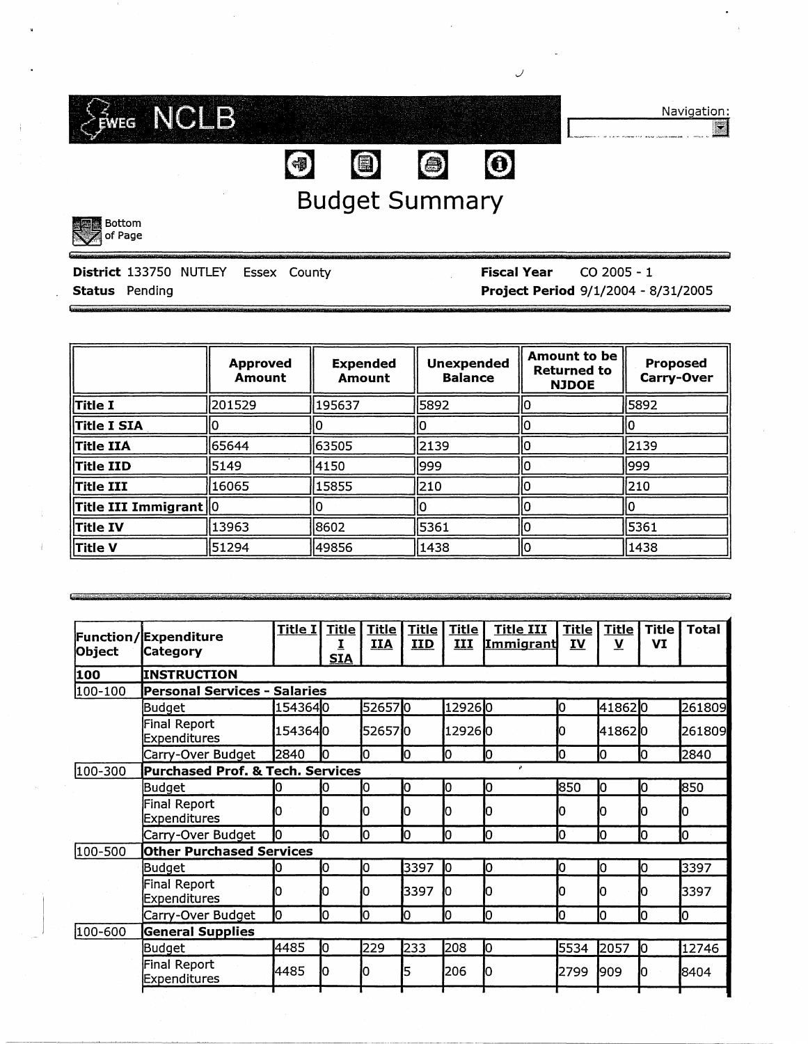EWEG NCLB

Navigation:

# Budget Summary

Bottom of Page

**District** 133750 NUTLEY Essex County  
**Status** Pending

**Fiscal Year** CO 2005 - 1  
**Project Period** 9/1/2004 - 8/31/2005

| | Approved Amount | Expended Amount | Unexpended Balance | Amount to be Returned to NJDOE | Proposed Carry-Over |
|---|---|---|---|---|---|
| **Title I** | 201529 | 195637 | 5892 | 0 | 5892 |
| **Title I SIA** | 0 | 0 | 0 | 0 | 0 |
| **Title IIA** | 65644 | 63505 | 2139 | 0 | 2139 |
| **Title IID** | 5149 | 4150 | 999 | 0 | 999 |
| **Title III** | 16065 | 15855 | 210 | 0 | 210 |
| **Title III Immigrant** | 0 | 0 | 0 | 0 | 0 |
| **Title IV** | 13963 | 8602 | 5361 | 0 | 5361 |
| **Title V** | 51294 | 49856 | 1438 | 0 | 1438 |

| Function/Object | Expenditure Category | Title I | Title I SIA | Title IIA | Title IID | Title III | Title III Immigrant | Title IV | Title V | Title VI | Total |
|---|---|---|---|---|---|---|---|---|---|---|---|
| **100** | **INSTRUCTION** | | | | | | | | | | |
| 100-100 | **Personal Services - Salaries** | | | | | | | | | | |
| | Budget | 154364 | 0 | 52657 | 0 | 12926 | 0 | 0 | 41862 | 0 | 261809 |
| | Final Report Expenditures | 154364 | 0 | 52657 | 0 | 12926 | 0 | 0 | 41862 | 0 | 261809 |
| | Carry-Over Budget | 2840 | 0 | 0 | 0 | 0 | 0 | 0 | 0 | 0 | 2840 |
| 100-300 | **Purchased Prof. & Tech. Services** | | | | | | | | | | |
| | Budget | 0 | 0 | 0 | 0 | 0 | 0 | 850 | 0 | 0 | 850 |
| | Final Report Expenditures | 0 | 0 | 0 | 0 | 0 | 0 | 0 | 0 | 0 | 0 |
| | Carry-Over Budget | 0 | 0 | 0 | 0 | 0 | 0 | 0 | 0 | 0 | 0 |
| 100-500 | **Other Purchased Services** | | | | | | | | | | |
| | Budget | 0 | 0 | 0 | 3397 | 0 | 0 | 0 | 0 | 0 | 3397 |
| | Final Report Expenditures | 0 | 0 | 0 | 3397 | 0 | 0 | 0 | 0 | 0 | 3397 |
| | Carry-Over Budget | 0 | 0 | 0 | 0 | 0 | 0 | 0 | 0 | 0 | 0 |
| 100-600 | **General Supplies** | | | | | | | | | | |
| | Budget | 4485 | 0 | 229 | 233 | 208 | 0 | 5534 | 2057 | 0 | 12746 |
| | Final Report Expenditures | 4485 | 0 | 0 | 5 | 206 | 0 | 2799 | 909 | 0 | 8404 |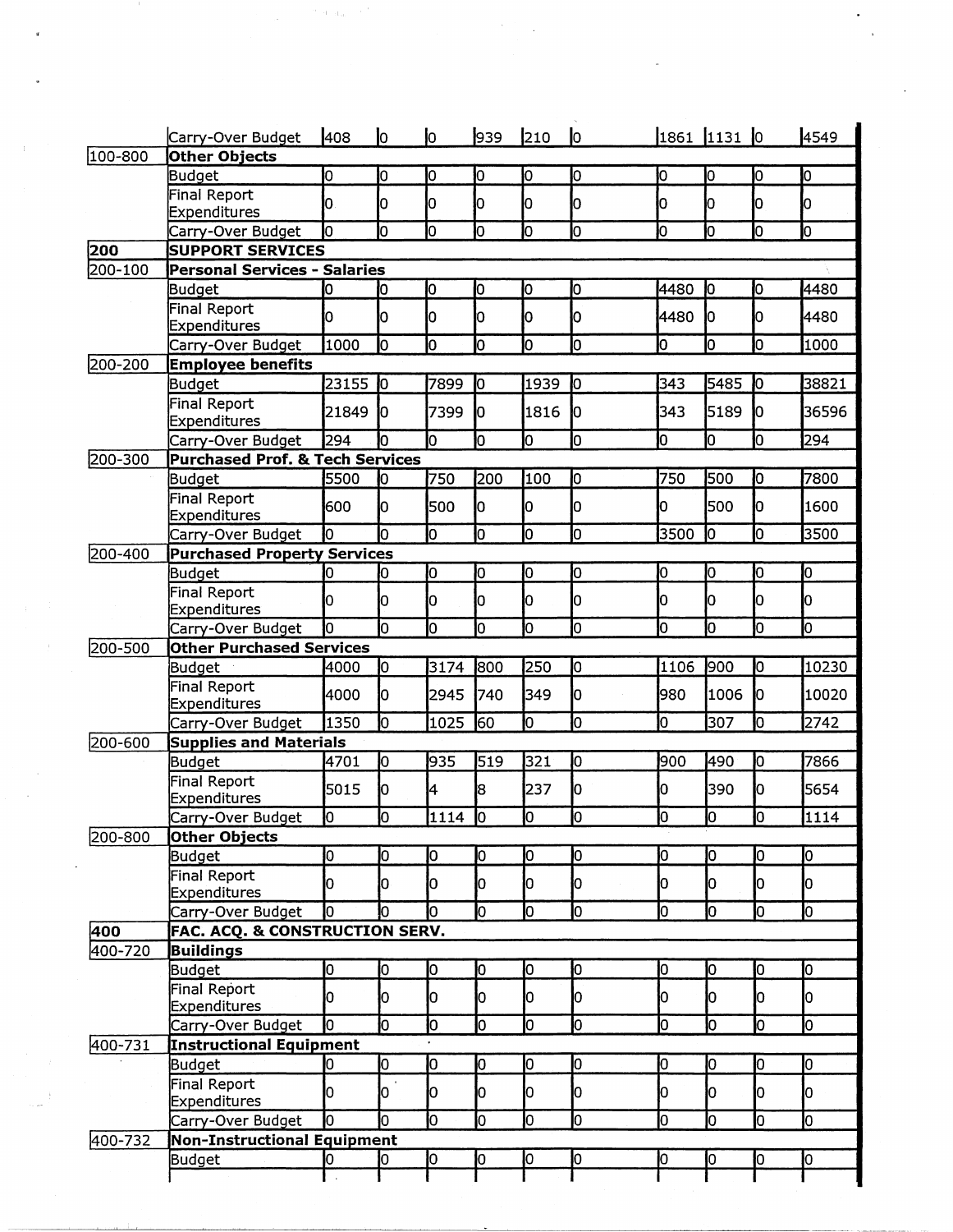| | | | | | | | | | | | |
|---|---|---|---|---|---|---|---|---|---|---|---|
| | Carry-Over Budget | 408 | 0 | 0 | 939 | 210 | 0 | 1861 | 1131 | 0 | 4549 |
| 100-800 | **Other Objects** | | | | | | | | | | |
| | Budget | 0 | 0 | 0 | 0 | 0 | 0 | 0 | 0 | 0 | 0 |
| | Final Report Expenditures | 0 | 0 | 0 | 0 | 0 | 0 | 0 | 0 | 0 | 0 |
| | Carry-Over Budget | 0 | 0 | 0 | 0 | 0 | 0 | 0 | 0 | 0 | 0 |
| **200** | **SUPPORT SERVICES** | | | | | | | | | | |
| 200-100 | **Personal Services - Salaries** | | | | | | | | | | |
| | Budget | 0 | 0 | 0 | 0 | 0 | 0 | 4480 | 0 | 0 | 4480 |
| | Final Report Expenditures | 0 | 0 | 0 | 0 | 0 | 0 | 4480 | 0 | 0 | 4480 |
| | Carry-Over Budget | 1000 | 0 | 0 | 0 | 0 | 0 | 0 | 0 | 0 | 1000 |
| 200-200 | **Employee benefits** | | | | | | | | | | |
| | Budget | 23155 | 0 | 7899 | 0 | 1939 | 0 | 343 | 5485 | 0 | 38821 |
| | Final Report Expenditures | 21849 | 0 | 7399 | 0 | 1816 | 0 | 343 | 5189 | 0 | 36596 |
| | Carry-Over Budget | 294 | 0 | 0 | 0 | 0 | 0 | 0 | 0 | 0 | 294 |
| 200-300 | **Purchased Prof. & Tech Services** | | | | | | | | | | |
| | Budget | 5500 | 0 | 750 | 200 | 100 | 0 | 750 | 500 | 0 | 7800 |
| | Final Report Expenditures | 600 | 0 | 500 | 0 | 0 | 0 | 0 | 500 | 0 | 1600 |
| | Carry-Over Budget | 0 | 0 | 0 | 0 | 0 | 0 | 3500 | 0 | 0 | 3500 |
| 200-400 | **Purchased Property Services** | | | | | | | | | | |
| | Budget | 0 | 0 | 0 | 0 | 0 | 0 | 0 | 0 | 0 | 0 |
| | Final Report Expenditures | 0 | 0 | 0 | 0 | 0 | 0 | 0 | 0 | 0 | 0 |
| | Carry-Over Budget | 0 | 0 | 0 | 0 | 0 | 0 | 0 | 0 | 0 | 0 |
| 200-500 | **Other Purchased Services** | | | | | | | | | | |
| | Budget | 4000 | 0 | 3174 | 800 | 250 | 0 | 1106 | 900 | 0 | 10230 |
| | Final Report Expenditures | 4000 | 0 | 2945 | 740 | 349 | 0 | 980 | 1006 | 0 | 10020 |
| | Carry-Over Budget | 1350 | 0 | 1025 | 60 | 0 | 0 | 0 | 307 | 0 | 2742 |
| 200-600 | **Supplies and Materials** | | | | | | | | | | |
| | Budget | 4701 | 0 | 935 | 519 | 321 | 0 | 900 | 490 | 0 | 7866 |
| | Final Report Expenditures | 5015 | 0 | 4 | 8 | 237 | 0 | 0 | 390 | 0 | 5654 |
| | Carry-Over Budget | 0 | 0 | 1114 | 0 | 0 | 0 | 0 | 0 | 0 | 1114 |
| 200-800 | **Other Objects** | | | | | | | | | | |
| | Budget | 0 | 0 | 0 | 0 | 0 | 0 | 0 | 0 | 0 | 0 |
| | Final Report Expenditures | 0 | 0 | 0 | 0 | 0 | 0 | 0 | 0 | 0 | 0 |
| | Carry-Over Budget | 0 | 0 | 0 | 0 | 0 | 0 | 0 | 0 | 0 | 0 |
| **400** | **FAC. ACQ. & CONSTRUCTION SERV.** | | | | | | | | | | |
| 400-720 | **Buildings** | | | | | | | | | | |
| | Budget | 0 | 0 | 0 | 0 | 0 | 0 | 0 | 0 | 0 | 0 |
| | Final Report Expenditures | 0 | 0 | 0 | 0 | 0 | 0 | 0 | 0 | 0 | 0 |
| | Carry-Over Budget | 0 | 0 | 0 | 0 | 0 | 0 | 0 | 0 | 0 | 0 |
| 400-731 | **Instructional Equipment** | | | | | | | | | | |
| | Budget | 0 | 0 | 0 | 0 | 0 | 0 | 0 | 0 | 0 | 0 |
| | Final Report Expenditures | 0 | 0 | 0 | 0 | 0 | 0 | 0 | 0 | 0 | 0 |
| | Carry-Over Budget | 0 | 0 | 0 | 0 | 0 | 0 | 0 | 0 | 0 | 0 |
| 400-732 | **Non-Instructional Equipment** | | | | | | | | | | |
| | Budget | 0 | 0 | 0 | 0 | 0 | 0 | 0 | 0 | 0 | 0 |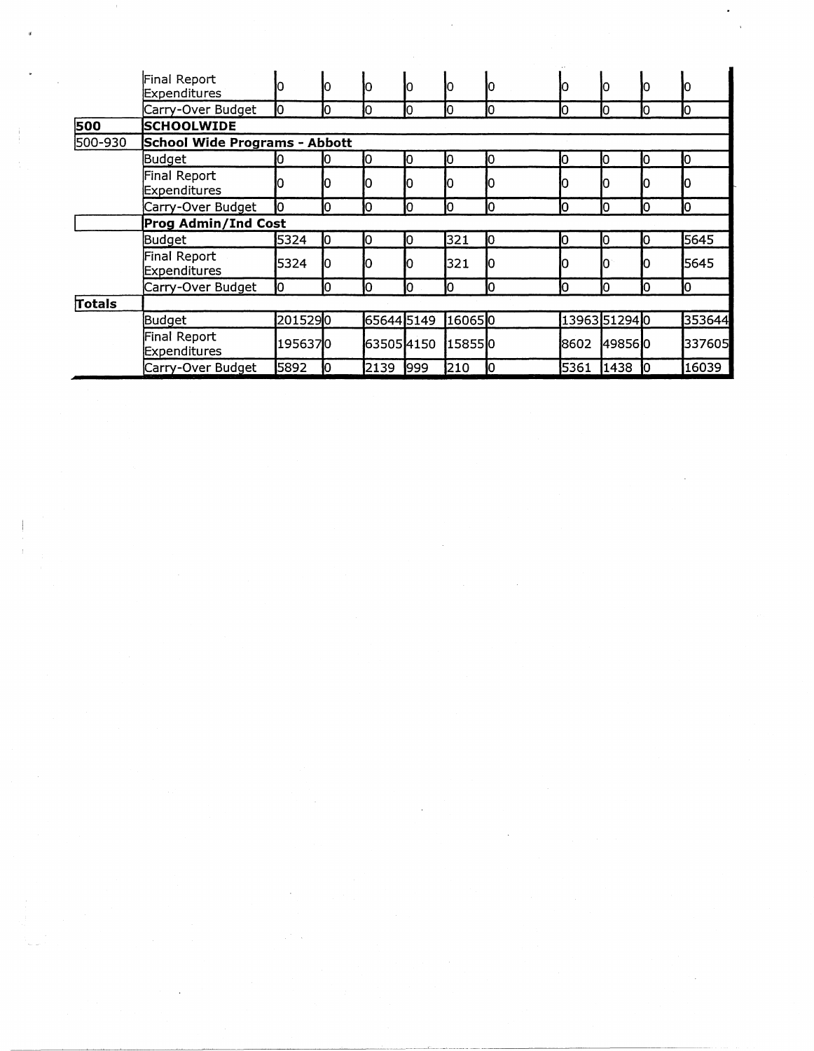| | | | | | | | | | | | |
|---|---|---|---|---|---|---|---|---|---|---|---|
| | Final Report Expenditures | 0 | 0 | 0 | 0 | 0 | 0 | 0 | 0 | 0 | 0 |
| | Carry-Over Budget | 0 | 0 | 0 | 0 | 0 | 0 | 0 | 0 | 0 | 0 |
| **500** | **SCHOOLWIDE** | | | | | | | | | | |
| 500-930 | **School Wide Programs - Abbott** | | | | | | | | | | |
| | Budget | 0 | 0 | 0 | 0 | 0 | 0 | 0 | 0 | 0 | 0 |
| | Final Report Expenditures | 0 | 0 | 0 | 0 | 0 | 0 | 0 | 0 | 0 | 0 |
| | Carry-Over Budget | 0 | 0 | 0 | 0 | 0 | 0 | 0 | 0 | 0 | 0 |
| | **Prog Admin/Ind Cost** | | | | | | | | | | |
| | Budget | 5324 | 0 | 0 | 0 | 321 | 0 | 0 | 0 | 0 | 5645 |
| | Final Report Expenditures | 5324 | 0 | 0 | 0 | 321 | 0 | 0 | 0 | 0 | 5645 |
| | Carry-Over Budget | 0 | 0 | 0 | 0 | 0 | 0 | 0 | 0 | 0 | 0 |
| **Totals** | | | | | | | | | | | |
| | Budget | 201529 | 0 | 65644 | 5149 | 16065 | 0 | 13963 | 51294 | 0 | 353644 |
| | Final Report Expenditures | 195637 | 0 | 63505 | 4150 | 15855 | 0 | 8602 | 49856 | 0 | 337605 |
| | Carry-Over Budget | 5892 | 0 | 2139 | 999 | 210 | 0 | 5361 | 1438 | 0 | 16039 |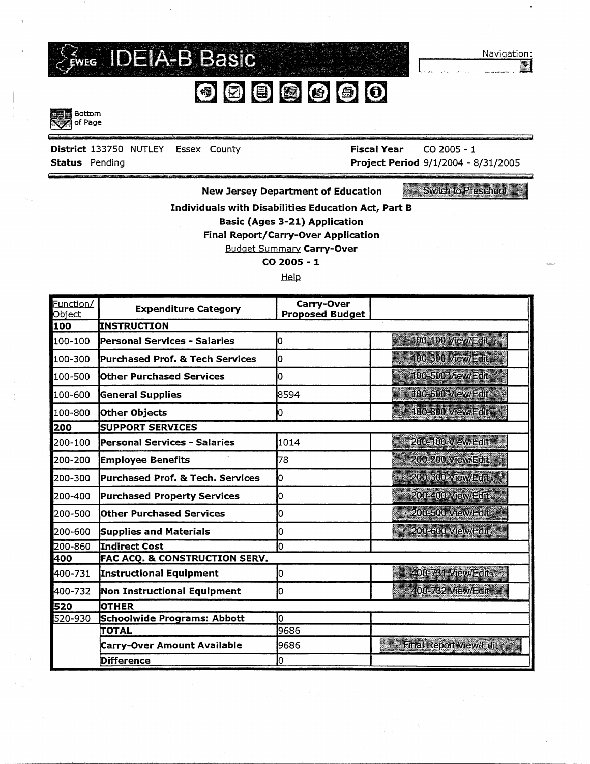# IDEIA-B Basic

Navigation:

Bottom of Page

**District** 133750 NUTLEY Essex County **Fiscal Year** CO 2005 - 1

**Status** Pending **Project Period** 9/1/2004 - 8/31/2005

**New Jersey Department of Education** Switch to Preschool

**Individuals with Disabilities Education Act, Part B**

**Basic (Ages 3-21) Application**

**Final Report/Carry-Over Application**

Budget Summary **Carry-Over**

**CO 2005 - 1**

Help

| Function/ Object | Expenditure Category | Carry-Over Proposed Budget | |
|---|---|---|---|
| **100** | **INSTRUCTION** | | |
| 100-100 | **Personal Services - Salaries** | 0 | 100-100 View/Edit |
| 100-300 | **Purchased Prof. & Tech Services** | 0 | 100-300 View/Edit |
| 100-500 | **Other Purchased Services** | 0 | 100-500 View/Edit |
| 100-600 | **General Supplies** | 8594 | 100-600 View/Edit |
| 100-800 | **Other Objects** | 0 | 100-800 View/Edit |
| **200** | **SUPPORT SERVICES** | | |
| 200-100 | **Personal Services - Salaries** | 1014 | 200-100 View/Edit |
| 200-200 | **Employee Benefits** | 78 | 200-200 View/Edit |
| 200-300 | **Purchased Prof. & Tech. Services** | 0 | 200-300 View/Edit |
| 200-400 | **Purchased Property Services** | 0 | 200-400 View/Edit |
| 200-500 | **Other Purchased Services** | 0 | 200-500 View/Edit |
| 200-600 | **Supplies and Materials** | 0 | 200-600 View/Edit |
| 200-860 | **Indirect Cost** | 0 | |
| **400** | **FAC ACQ. & CONSTRUCTION SERV.** | | |
| 400-731 | **Instructional Equipment** | 0 | 400-731 View/Edit |
| 400-732 | **Non Instructional Equipment** | 0 | 400-732 View/Edit |
| **520** | **OTHER** | | |
| 520-930 | **Schoolwide Programs: Abbott** | 0 | |
| | **TOTAL** | 9686 | |
| | **Carry-Over Amount Available** | 9686 | Final Report View/Edit |
| | **Difference** | 0 | |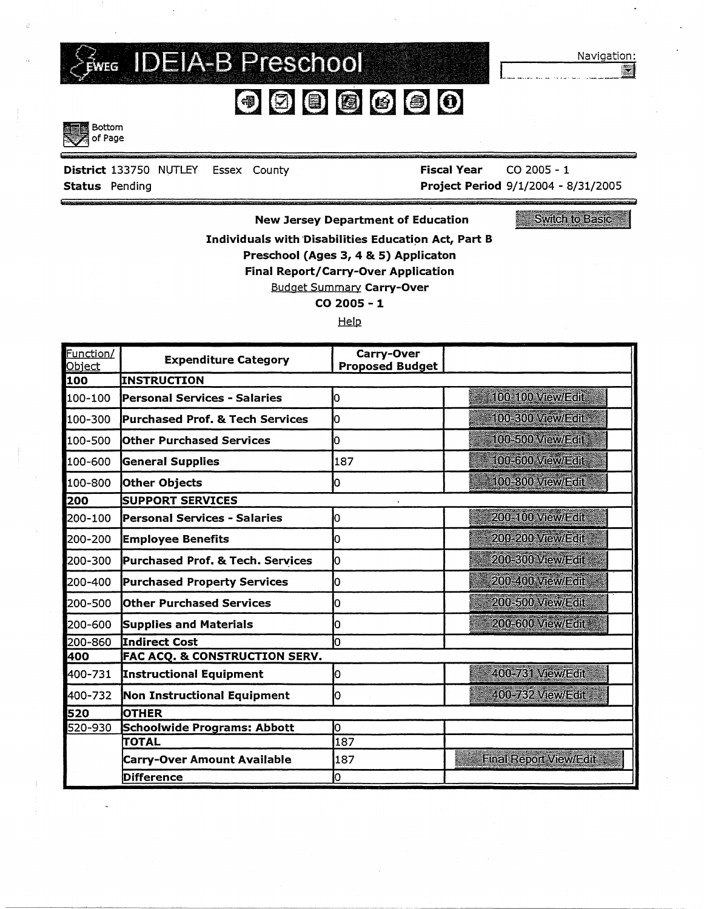# IDEIA-B Preschool

Navigation:

Bottom of Page

**District** 133750 NUTLEY Essex County

**Status** Pending

**Fiscal Year** CO 2005 - 1

**Project Period** 9/1/2004 - 8/31/2005

Switch to Basic

**New Jersey Department of Education**

**Individuals with Disabilities Education Act, Part B**

**Preschool (Ages 3, 4 & 5) Applicaton**

**Final Report/Carry-Over Application**

Budget Summary **Carry-Over**

**CO 2005 - 1**

Help

| Function/ Object | Expenditure Category | Carry-Over Proposed Budget | |
|---|---|---|---|
| **100** | **INSTRUCTION** | | |
| 100-100 | **Personal Services - Salaries** | 0 | 100-100 View/Edit |
| 100-300 | **Purchased Prof. & Tech Services** | 0 | 100-300 View/Edit |
| 100-500 | **Other Purchased Services** | 0 | 100-500 View/Edit |
| 100-600 | **General Supplies** | 187 | 100-600 View/Edit |
| 100-800 | **Other Objects** | 0 | 100-800 View/Edit |
| **200** | **SUPPORT SERVICES** | | |
| 200-100 | **Personal Services - Salaries** | 0 | 200-100 View/Edit |
| 200-200 | **Employee Benefits** | 0 | 200-200 View/Edit |
| 200-300 | **Purchased Prof. & Tech. Services** | 0 | 200-300 View/Edit |
| 200-400 | **Purchased Property Services** | 0 | 200-400 View/Edit |
| 200-500 | **Other Purchased Services** | 0 | 200-500 View/Edit |
| 200-600 | **Supplies and Materials** | 0 | 200-600 View/Edit |
| 200-860 | **Indirect Cost** | 0 | |
| **400** | **FAC ACQ. & CONSTRUCTION SERV.** | | |
| 400-731 | **Instructional Equipment** | 0 | 400-731 View/Edit |
| 400-732 | **Non Instructional Equipment** | 0 | 400-732 View/Edit |
| **520** | **OTHER** | | |
| 520-930 | **Schoolwide Programs: Abbott** | 0 | |
| | **TOTAL** | 187 | |
| | **Carry-Over Amount Available** | 187 | Final Report View/Edit |
| | **Difference** | 0 | |